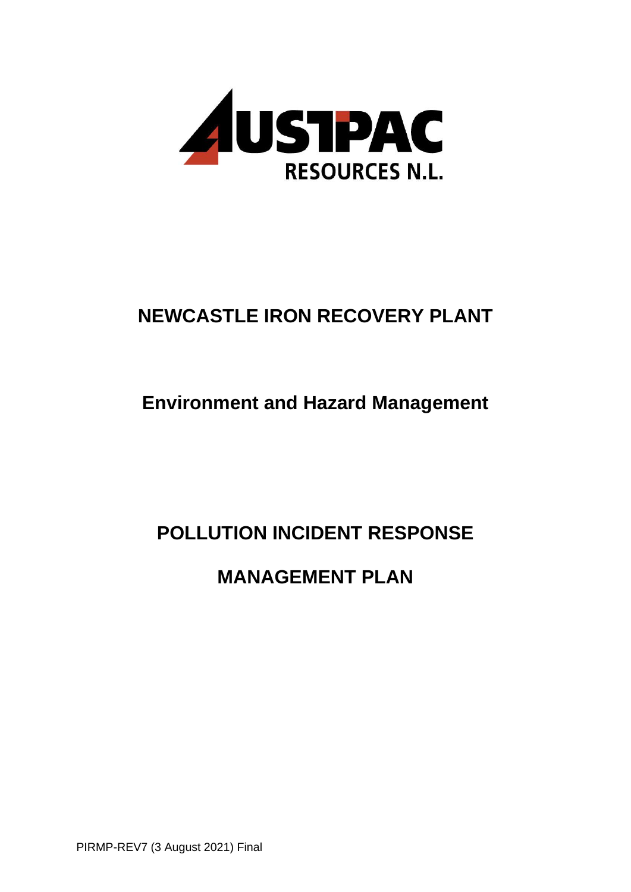AUSTPAC RESOURCES N.L.

# NEWCASTLE IRON RECOVERY PLANT

## Environment and Hazard Management

# POLLUTION INCIDENT RESPONSE MANAGEMENT PLAN

PIRMP-REV7 (3 August 2021) Final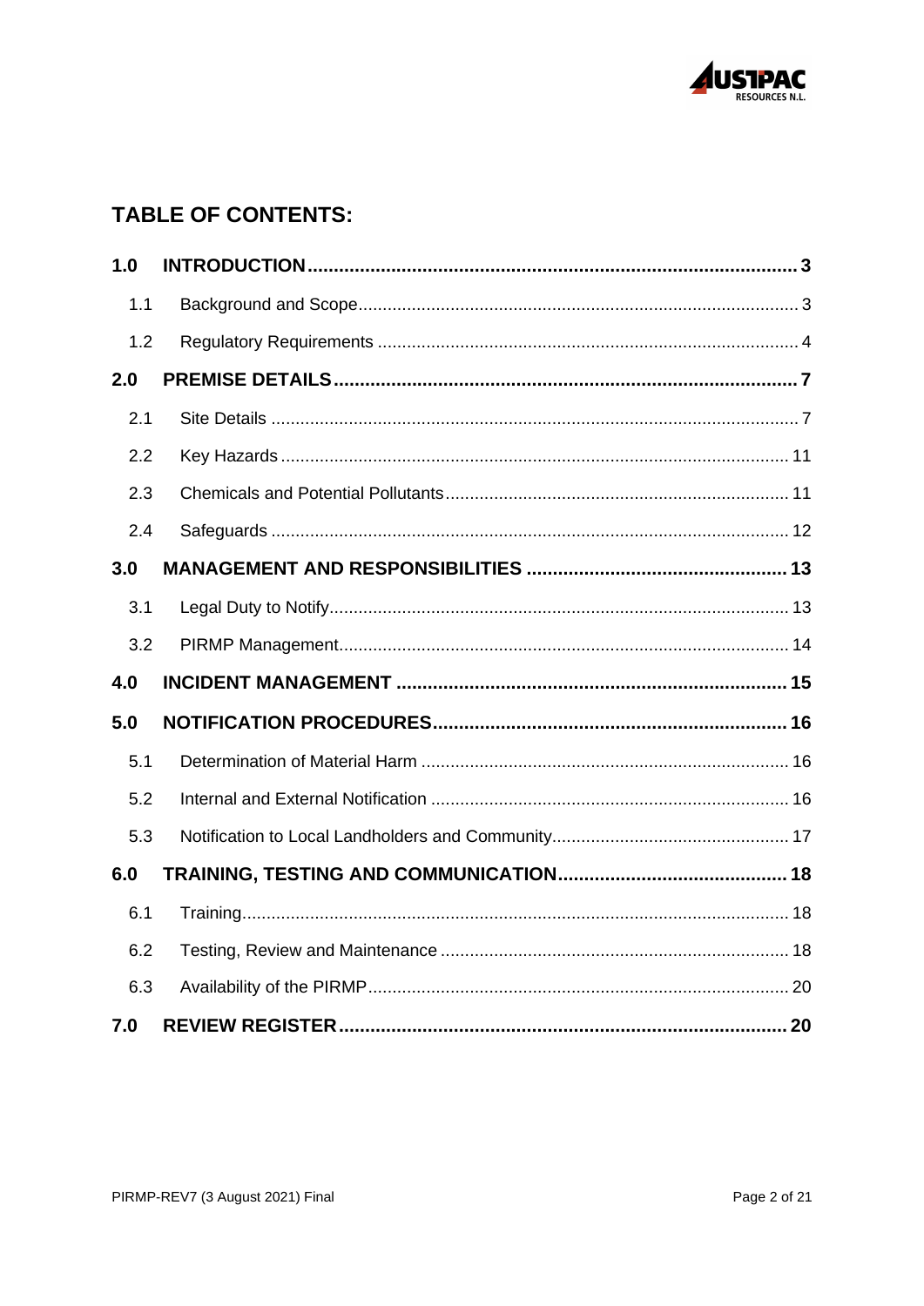## TABLE OF CONTENTS:

| | | |
|---|---|---|
| **1.0** | **INTRODUCTION** | **3** |
| 1.1 | Background and Scope | 3 |
| 1.2 | Regulatory Requirements | 4 |
| **2.0** | **PREMISE DETAILS** | **7** |
| 2.1 | Site Details | 7 |
| 2.2 | Key Hazards | 11 |
| 2.3 | Chemicals and Potential Pollutants | 11 |
| 2.4 | Safeguards | 12 |
| **3.0** | **MANAGEMENT AND RESPONSIBILITIES** | **13** |
| 3.1 | Legal Duty to Notify | 13 |
| 3.2 | PIRMP Management | 14 |
| **4.0** | **INCIDENT MANAGEMENT** | **15** |
| **5.0** | **NOTIFICATION PROCEDURES** | **16** |
| 5.1 | Determination of Material Harm | 16 |
| 5.2 | Internal and External Notification | 16 |
| 5.3 | Notification to Local Landholders and Community | 17 |
| **6.0** | **TRAINING, TESTING AND COMMUNICATION** | **18** |
| 6.1 | Training | 18 |
| 6.2 | Testing, Review and Maintenance | 18 |
| 6.3 | Availability of the PIRMP | 20 |
| **7.0** | **REVIEW REGISTER** | **20** |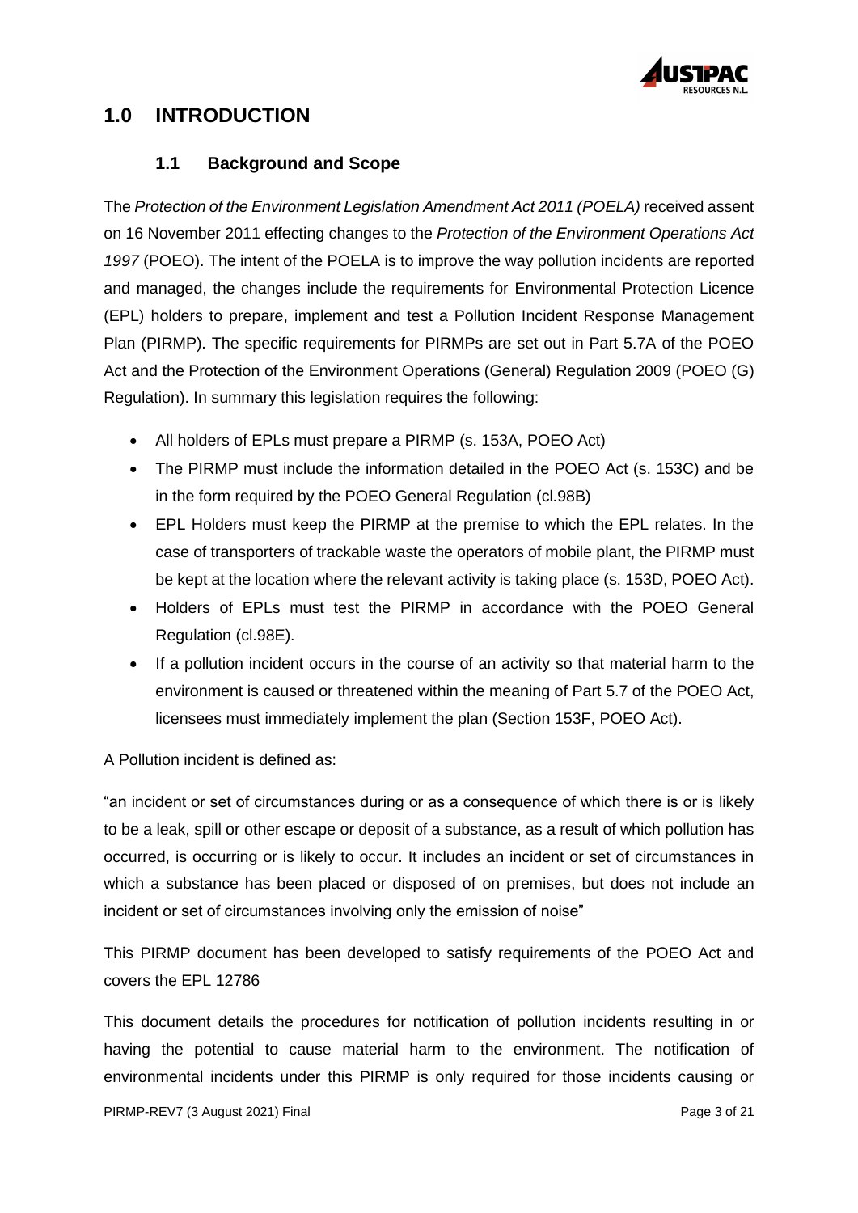# 1.0 INTRODUCTION

## 1.1 Background and Scope

The *Protection of the Environment Legislation Amendment Act 2011 (POELA)* received assent on 16 November 2011 effecting changes to the *Protection of the Environment Operations Act 1997* (POEO). The intent of the POELA is to improve the way pollution incidents are reported and managed, the changes include the requirements for Environmental Protection Licence (EPL) holders to prepare, implement and test a Pollution Incident Response Management Plan (PIRMP). The specific requirements for PIRMPs are set out in Part 5.7A of the POEO Act and the Protection of the Environment Operations (General) Regulation 2009 (POEO (G) Regulation). In summary this legislation requires the following:

- All holders of EPLs must prepare a PIRMP (s. 153A, POEO Act)
- The PIRMP must include the information detailed in the POEO Act (s. 153C) and be in the form required by the POEO General Regulation (cl.98B)
- EPL Holders must keep the PIRMP at the premise to which the EPL relates. In the case of transporters of trackable waste the operators of mobile plant, the PIRMP must be kept at the location where the relevant activity is taking place (s. 153D, POEO Act).
- Holders of EPLs must test the PIRMP in accordance with the POEO General Regulation (cl.98E).
- If a pollution incident occurs in the course of an activity so that material harm to the environment is caused or threatened within the meaning of Part 5.7 of the POEO Act, licensees must immediately implement the plan (Section 153F, POEO Act).

A Pollution incident is defined as:

"an incident or set of circumstances during or as a consequence of which there is or is likely to be a leak, spill or other escape or deposit of a substance, as a result of which pollution has occurred, is occurring or is likely to occur. It includes an incident or set of circumstances in which a substance has been placed or disposed of on premises, but does not include an incident or set of circumstances involving only the emission of noise"

This PIRMP document has been developed to satisfy requirements of the POEO Act and covers the EPL 12786

This document details the procedures for notification of pollution incidents resulting in or having the potential to cause material harm to the environment. The notification of environmental incidents under this PIRMP is only required for those incidents causing or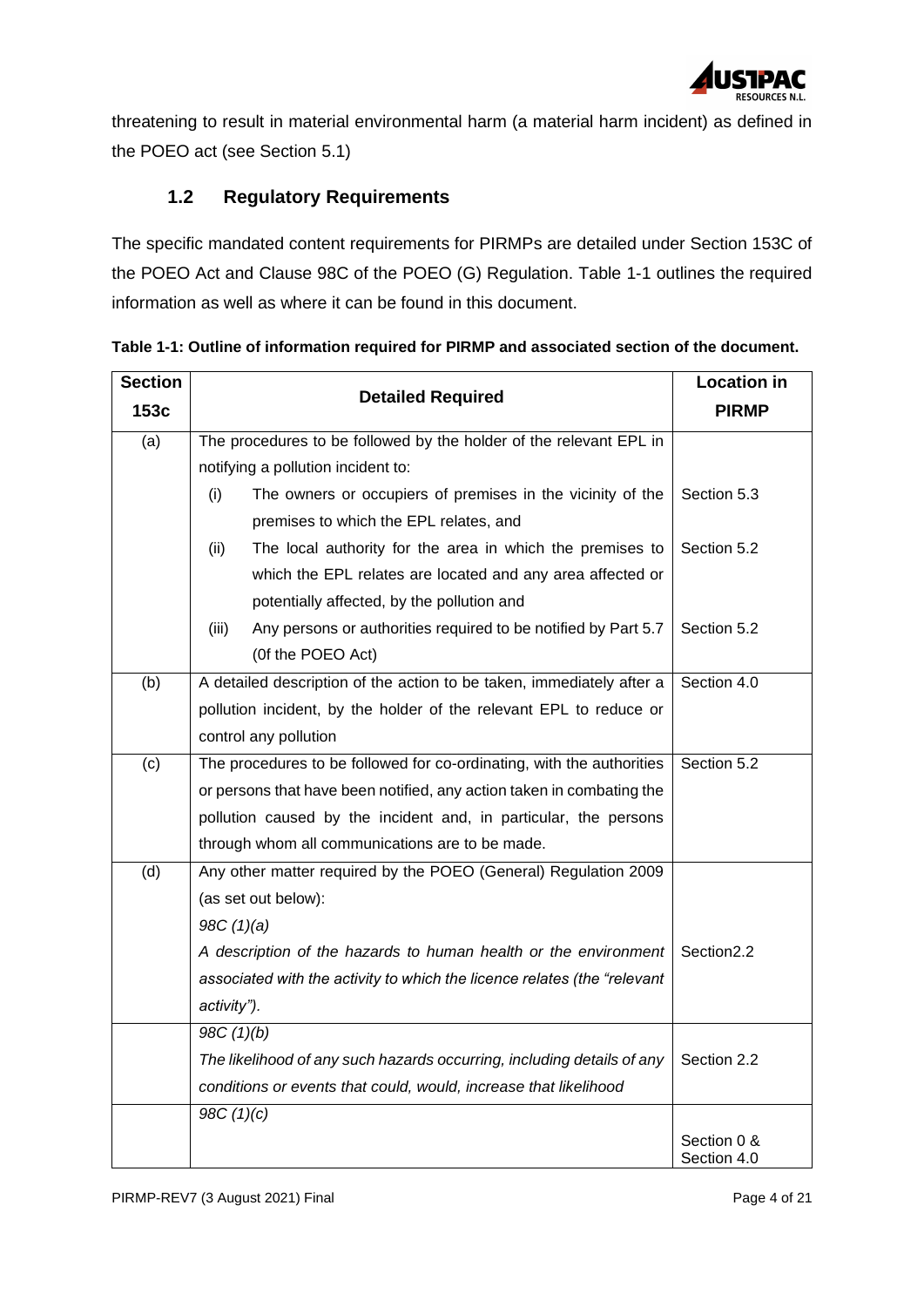threatening to result in material environmental harm (a material harm incident) as defined in the POEO act (see Section 5.1)

## 1.2 Regulatory Requirements

The specific mandated content requirements for PIRMPs are detailed under Section 153C of the POEO Act and Clause 98C of the POEO (G) Regulation. Table 1-1 outlines the required information as well as where it can be found in this document.

**Table 1-1: Outline of information required for PIRMP and associated section of the document.**

| Section 153c | Detailed Required | | Location in PIRMP |
|---|---|---|---|
| (a) | The procedures to be followed by the holder of the relevant EPL in notifying a pollution incident to: | | |
| | (i) | The owners or occupiers of premises in the vicinity of the premises to which the EPL relates, and | Section 5.3 |
| | (ii) | The local authority for the area in which the premises to which the EPL relates are located and any area affected or potentially affected, by the pollution and | Section 5.2 |
| | (iii) | Any persons or authorities required to be notified by Part 5.7 (0f the POEO Act) | Section 5.2 |
| (b) | A detailed description of the action to be taken, immediately after a pollution incident, by the holder of the relevant EPL to reduce or control any pollution | | Section 4.0 |
| (c) | The procedures to be followed for co-ordinating, with the authorities or persons that have been notified, any action taken in combating the pollution caused by the incident and, in particular, the persons through whom all communications are to be made. | | Section 5.2 |
| (d) | Any other matter required by the POEO (General) Regulation 2009 (as set out below): *98C (1)(a)* *A description of the hazards to human health or the environment associated with the activity to which the licence relates (the "relevant activity").* | | Section2.2 |
| | *98C (1)(b)* *The likelihood of any such hazards occurring, including details of any conditions or events that could, would, increase that likelihood* | | Section 2.2 |
| | *98C (1)(c)* | | Section 0 & Section 4.0 |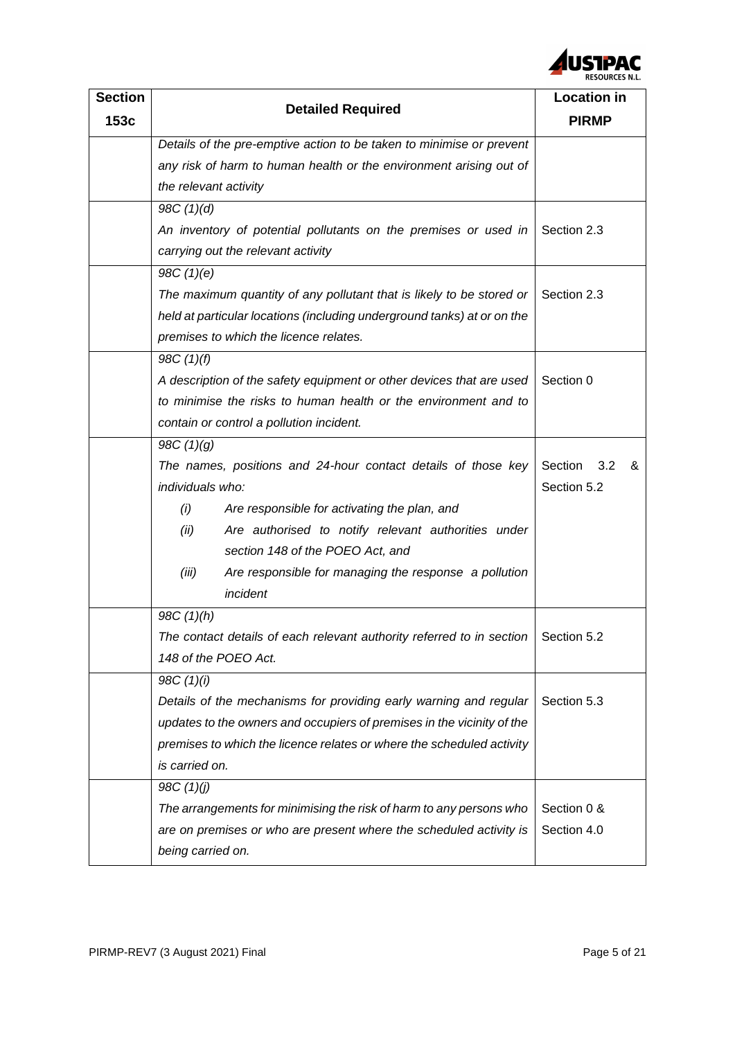| Section 153c | Detailed Required | Location in PIRMP |
|---|---|---|
| | *Details of the pre-emptive action to be taken to minimise or prevent any risk of harm to human health or the environment arising out of the relevant activity* | |
| | *98C (1)(d)*<br>*An inventory of potential pollutants on the premises or used in carrying out the relevant activity* | Section 2.3 |
| | *98C (1)(e)*<br>*The maximum quantity of any pollutant that is likely to be stored or held at particular locations (including underground tanks) at or on the premises to which the licence relates.* | Section 2.3 |
| | *98C (1)(f)*<br>*A description of the safety equipment or other devices that are used to minimise the risks to human health or the environment and to contain or control a pollution incident.* | Section 0 |
| | *98C (1)(g)*<br>*The names, positions and 24-hour contact details of those key individuals who:*<br>*(i) Are responsible for activating the plan, and*<br>*(ii) Are authorised to notify relevant authorities under section 148 of the POEO Act, and*<br>*(iii) Are responsible for managing the response a pollution incident* | Section 3.2 & Section 5.2 |
| | *98C (1)(h)*<br>*The contact details of each relevant authority referred to in section 148 of the POEO Act.* | Section 5.2 |
| | *98C (1)(i)*<br>*Details of the mechanisms for providing early warning and regular updates to the owners and occupiers of premises in the vicinity of the premises to which the licence relates or where the scheduled activity is carried on.* | Section 5.3 |
| | *98C (1)(j)*<br>*The arrangements for minimising the risk of harm to any persons who are on premises or who are present where the scheduled activity is being carried on.* | Section 0 & Section 4.0 |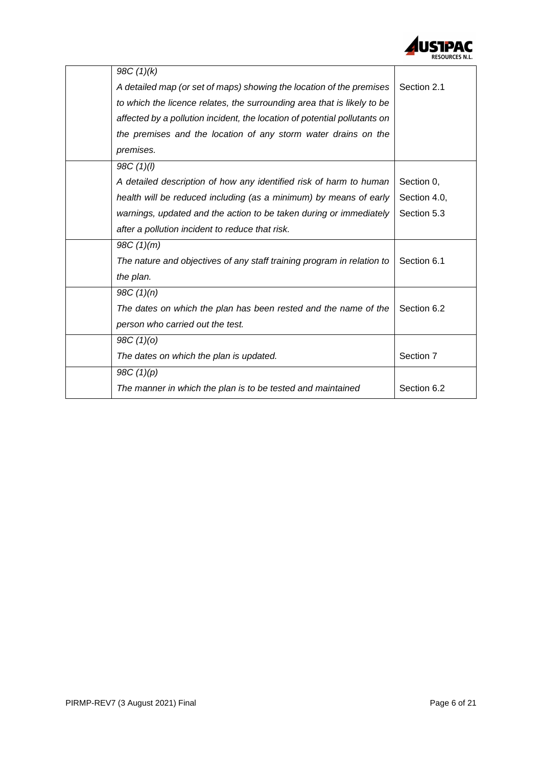| | | |
|---|---|---|
| | *98C (1)(k)*<br>*A detailed map (or set of maps) showing the location of the premises to which the licence relates, the surrounding area that is likely to be affected by a pollution incident, the location of potential pollutants on the premises and the location of any storm water drains on the premises.* | Section 2.1 |
| | *98C (1)(l)*<br>*A detailed description of how any identified risk of harm to human health will be reduced including (as a minimum) by means of early warnings, updated and the action to be taken during or immediately after a pollution incident to reduce that risk.* | Section 0,<br>Section 4.0,<br>Section 5.3 |
| | *98C (1)(m)*<br>*The nature and objectives of any staff training program in relation to the plan.* | Section 6.1 |
| | *98C (1)(n)*<br>*The dates on which the plan has been rested and the name of the person who carried out the test.* | Section 6.2 |
| | *98C (1)(o)*<br>*The dates on which the plan is updated.* | Section 7 |
| | *98C (1)(p)*<br>*The manner in which the plan is to be tested and maintained* | Section 6.2 |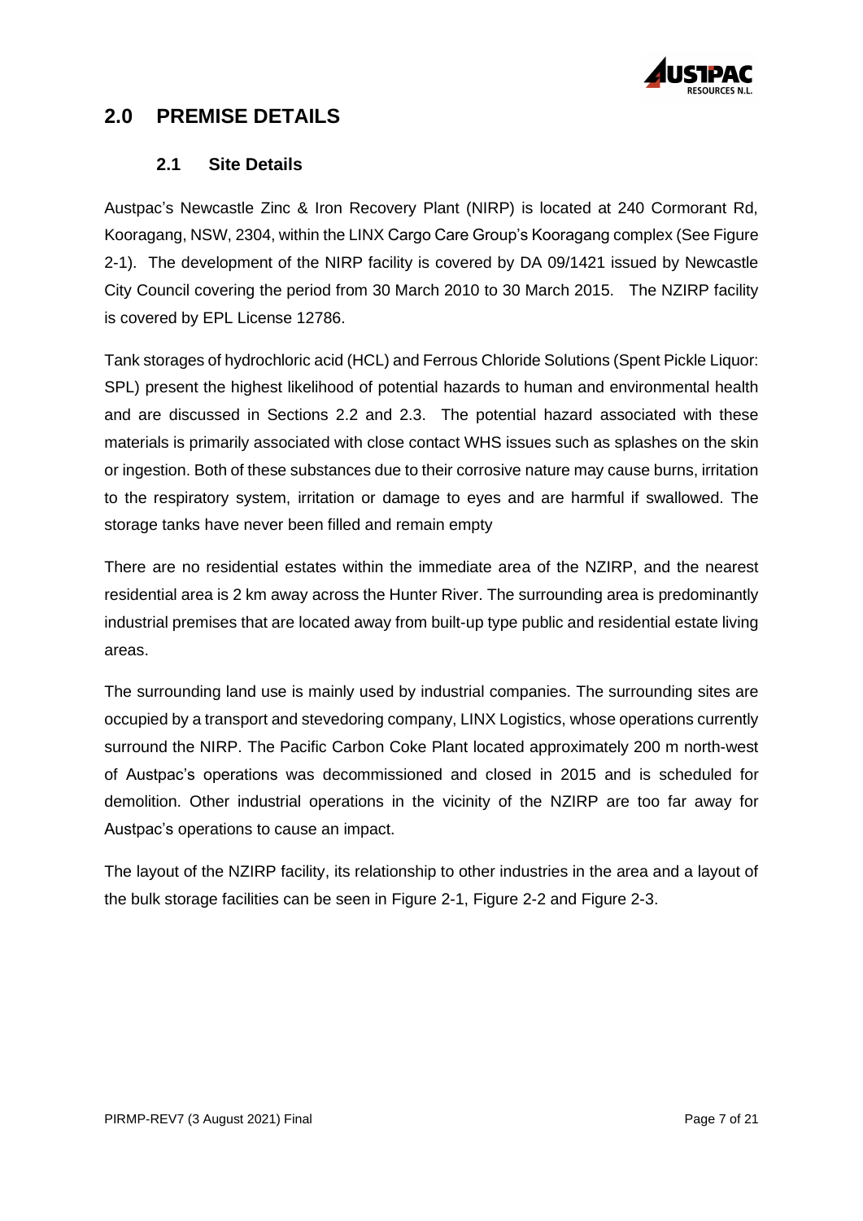## 2.0 PREMISE DETAILS

### 2.1 Site Details

Austpac's Newcastle Zinc & Iron Recovery Plant (NIRP) is located at 240 Cormorant Rd, Kooragang, NSW, 2304, within the LINX Cargo Care Group's Kooragang complex (See Figure 2-1). The development of the NIRP facility is covered by DA 09/1421 issued by Newcastle City Council covering the period from 30 March 2010 to 30 March 2015. The NZIRP facility is covered by EPL License 12786.

Tank storages of hydrochloric acid (HCL) and Ferrous Chloride Solutions (Spent Pickle Liquor: SPL) present the highest likelihood of potential hazards to human and environmental health and are discussed in Sections 2.2 and 2.3. The potential hazard associated with these materials is primarily associated with close contact WHS issues such as splashes on the skin or ingestion. Both of these substances due to their corrosive nature may cause burns, irritation to the respiratory system, irritation or damage to eyes and are harmful if swallowed. The storage tanks have never been filled and remain empty

There are no residential estates within the immediate area of the NZIRP, and the nearest residential area is 2 km away across the Hunter River. The surrounding area is predominantly industrial premises that are located away from built-up type public and residential estate living areas.

The surrounding land use is mainly used by industrial companies. The surrounding sites are occupied by a transport and stevedoring company, LINX Logistics, whose operations currently surround the NIRP. The Pacific Carbon Coke Plant located approximately 200 m north-west of Austpac's operations was decommissioned and closed in 2015 and is scheduled for demolition. Other industrial operations in the vicinity of the NZIRP are too far away for Austpac's operations to cause an impact.

The layout of the NZIRP facility, its relationship to other industries in the area and a layout of the bulk storage facilities can be seen in Figure 2-1, Figure 2-2 and Figure 2-3.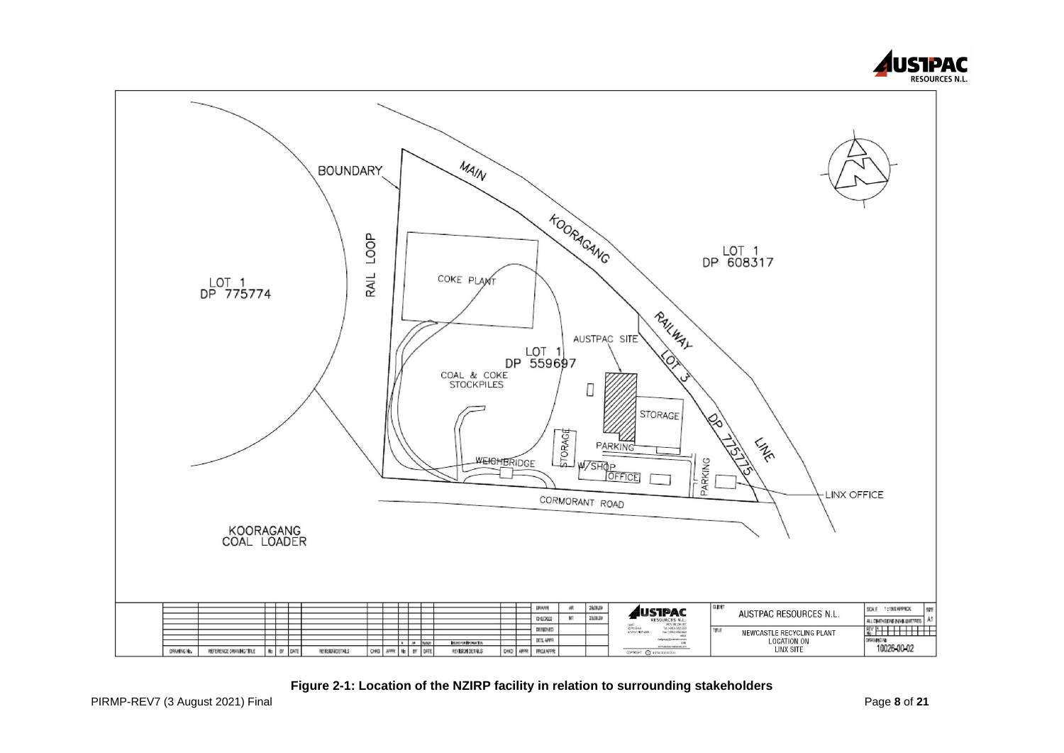Figure 2-1: Location of the NZIRP facility in relation to surrounding stakeholders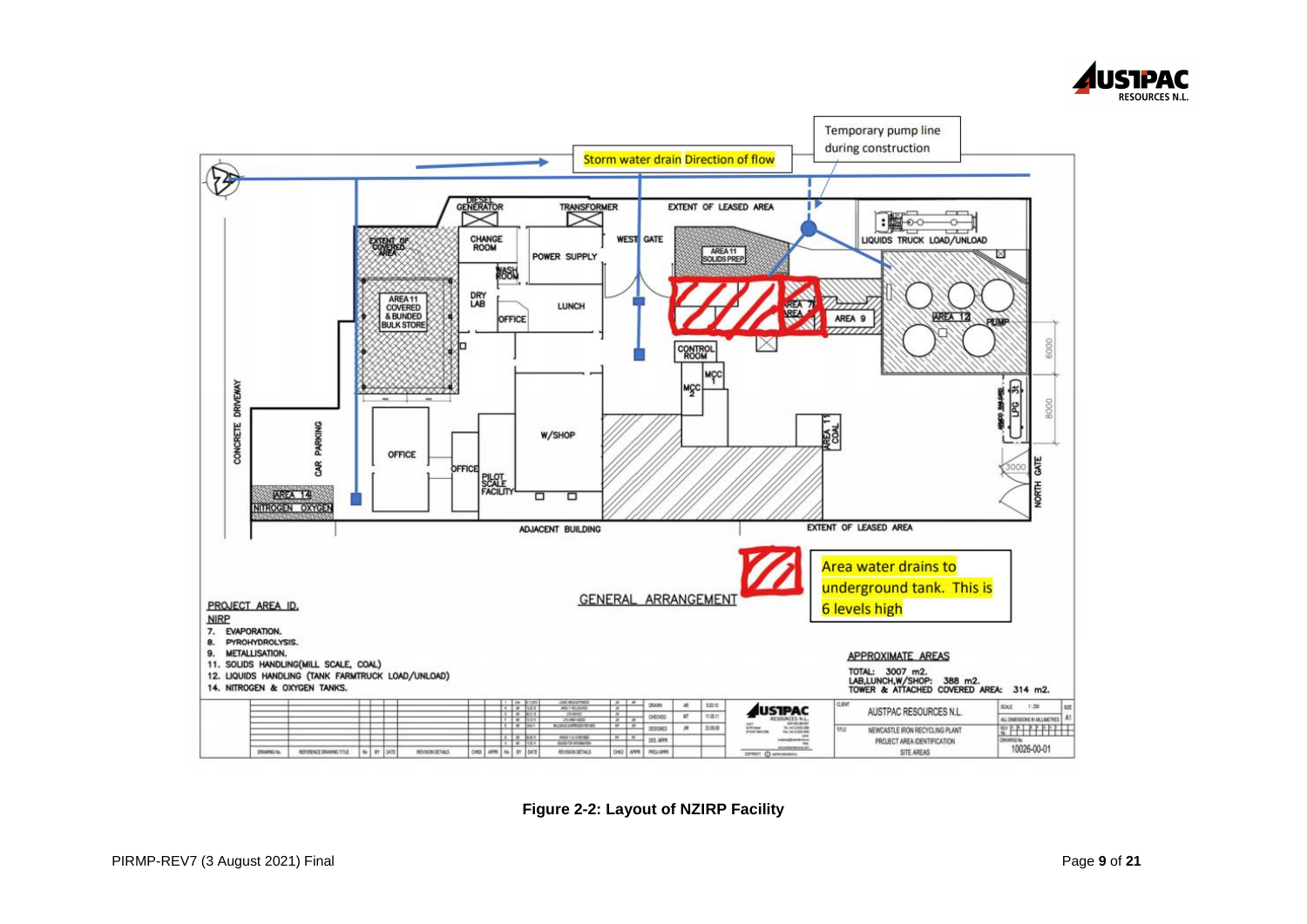Temporary pump line during construction

Storm water drain Direction of flow

DIESEL GENERATOR

TRANSFORMER

EXTENT OF LEASED AREA

LIQUIDS TRUCK LOAD/UNLOAD

EXTENT OF COVERED AREA

CHANGE ROOM

POWER SUPPLY

WEST GATE

AREA 11 SOLIDS PREP

WASH ROOM

AREA 11 COVERED & BUNDED BULK STORE

DRY LAB

OFFICE

LUNCH

AREA 7

AREA 8

AREA 9

AREA 12

PUMP

CONTROL ROOM

MCC 1

MCC 2

CONCRETE DRIVEWAY

CAR PARKING

OFFICE

OFFICE

W/SHOP

PILOT SCALE FACILITY

AREA 11 COAL

LPG 3t

NORTH GATE

AREA 14

NITROGEN OXYGEN

ADJACENT BUILDING

EXTENT OF LEASED AREA

6000

8000

3000

GENERAL ARRANGEMENT

Area water drains to underground tank. This is 6 levels high

PROJECT AREA ID.

NIRP

7. EVAPORATION.
8. PYROHYDROLYSIS.
9. METALLISATION.
11. SOLIDS HANDLING(MILL SCALE, COAL)
12. LIQUIDS HANDLING (TANK FARMTRUCK LOAD/UNLOAD)
14. NITROGEN & OXYGEN TANKS.

APPROXIMATE AREAS

TOTAL: 3007 m2.
LAB,LUNCH,W/SHOP: 388 m2.
TOWER & ATTACHED COVERED AREA: 314 m2.

AUSTPAC RESOURCES N.L.

NEWCASTLE IRON RECYCLING PLANT
PROJECT AREA IDENTIFICATION
SITE AREAS

SCALE 1:200

ALL DIMENSIONS IN MILLIMETRES

DRAWING No. 10026-00-01

**Figure 2-2: Layout of NZIRP Facility**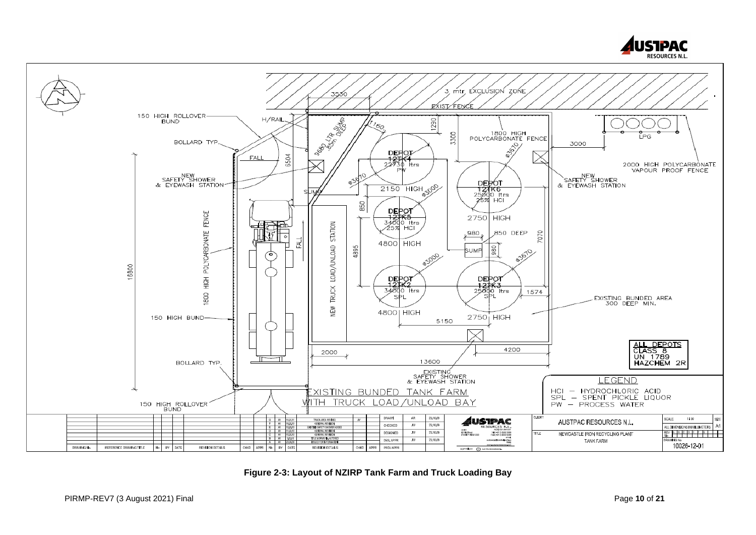**Figure 2-3: Layout of NZIRP Tank Farm and Truck Loading Bay**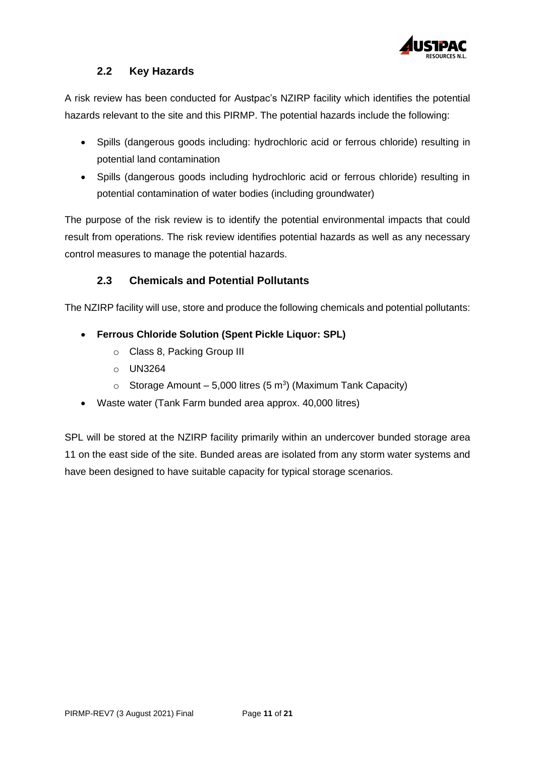## 2.2 Key Hazards

A risk review has been conducted for Austpac's NZIRP facility which identifies the potential hazards relevant to the site and this PIRMP. The potential hazards include the following:

- Spills (dangerous goods including: hydrochloric acid or ferrous chloride) resulting in potential land contamination
- Spills (dangerous goods including hydrochloric acid or ferrous chloride) resulting in potential contamination of water bodies (including groundwater)

The purpose of the risk review is to identify the potential environmental impacts that could result from operations. The risk review identifies potential hazards as well as any necessary control measures to manage the potential hazards.

## 2.3 Chemicals and Potential Pollutants

The NZIRP facility will use, store and produce the following chemicals and potential pollutants:

- **Ferrous Chloride Solution (Spent Pickle Liquor: SPL)**
  - Class 8, Packing Group III
  - UN3264
  - Storage Amount – 5,000 litres (5 $m^3$) (Maximum Tank Capacity)
- Waste water (Tank Farm bunded area approx. 40,000 litres)

SPL will be stored at the NZIRP facility primarily within an undercover bunded storage area 11 on the east side of the site. Bunded areas are isolated from any storm water systems and have been designed to have suitable capacity for typical storage scenarios.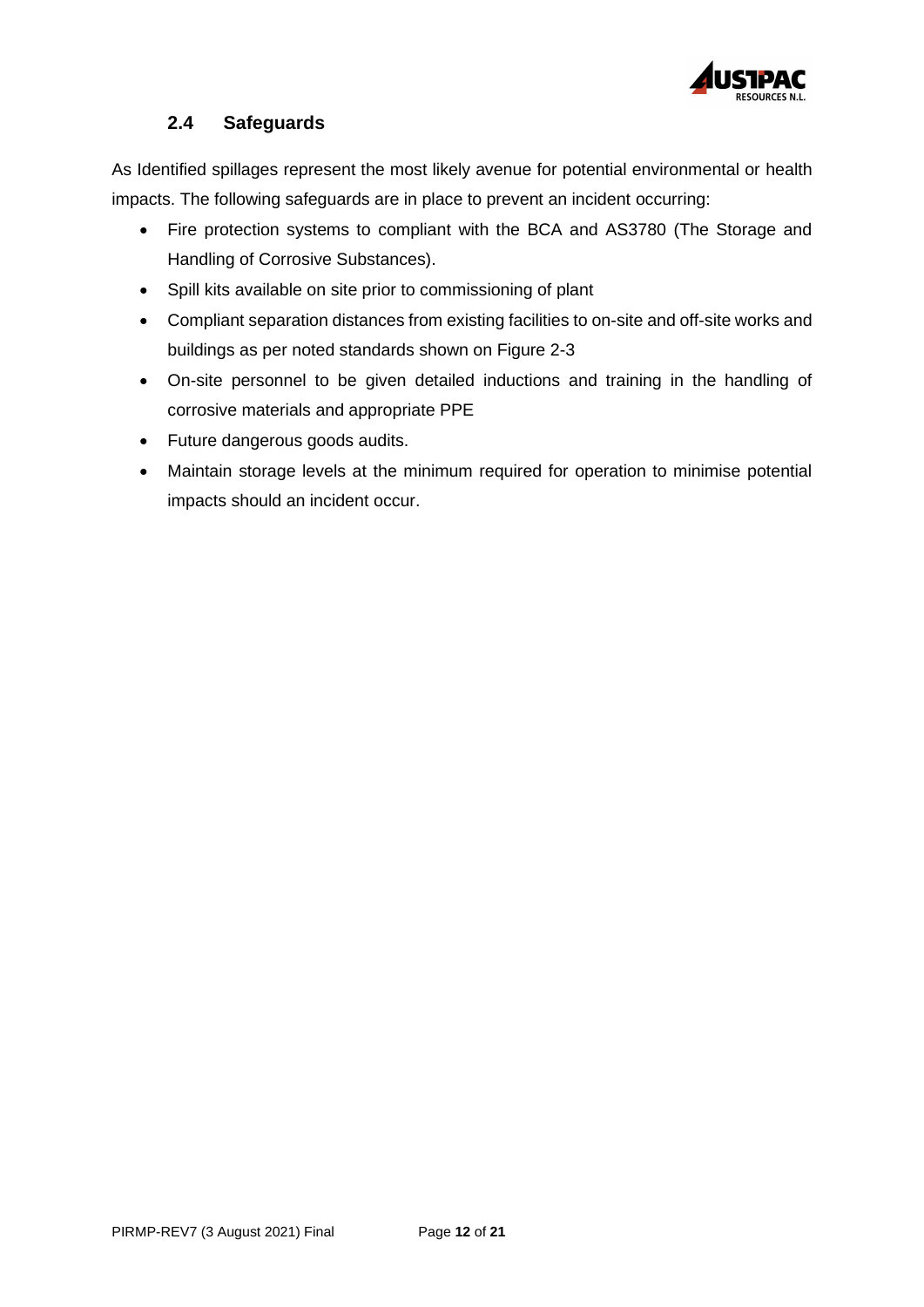## 2.4 Safeguards

As Identified spillages represent the most likely avenue for potential environmental or health impacts. The following safeguards are in place to prevent an incident occurring:

- Fire protection systems to compliant with the BCA and AS3780 (The Storage and Handling of Corrosive Substances).
- Spill kits available on site prior to commissioning of plant
- Compliant separation distances from existing facilities to on-site and off-site works and buildings as per noted standards shown on Figure 2-3
- On-site personnel to be given detailed inductions and training in the handling of corrosive materials and appropriate PPE
- Future dangerous goods audits.
- Maintain storage levels at the minimum required for operation to minimise potential impacts should an incident occur.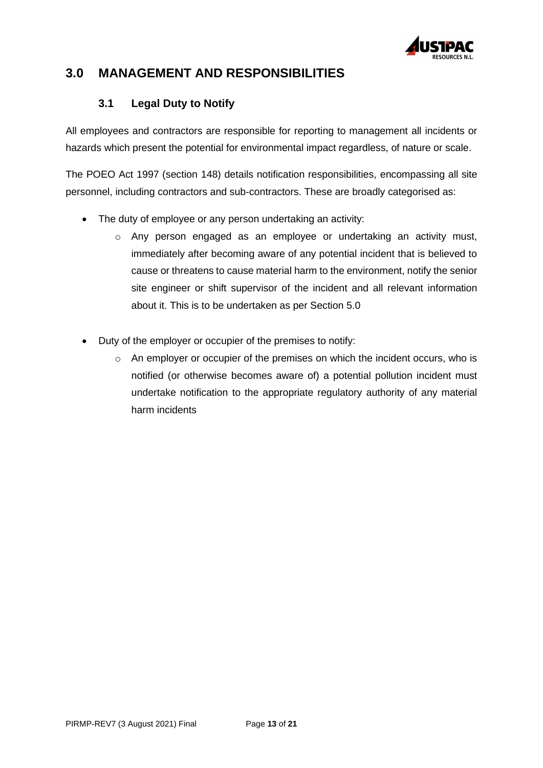# 3.0 MANAGEMENT AND RESPONSIBILITIES

## 3.1 Legal Duty to Notify

All employees and contractors are responsible for reporting to management all incidents or hazards which present the potential for environmental impact regardless, of nature or scale.

The POEO Act 1997 (section 148) details notification responsibilities, encompassing all site personnel, including contractors and sub-contractors. These are broadly categorised as:

- The duty of employee or any person undertaking an activity:
  - Any person engaged as an employee or undertaking an activity must, immediately after becoming aware of any potential incident that is believed to cause or threatens to cause material harm to the environment, notify the senior site engineer or shift supervisor of the incident and all relevant information about it. This is to be undertaken as per Section 5.0

- Duty of the employer or occupier of the premises to notify:
  - An employer or occupier of the premises on which the incident occurs, who is notified (or otherwise becomes aware of) a potential pollution incident must undertake notification to the appropriate regulatory authority of any material harm incidents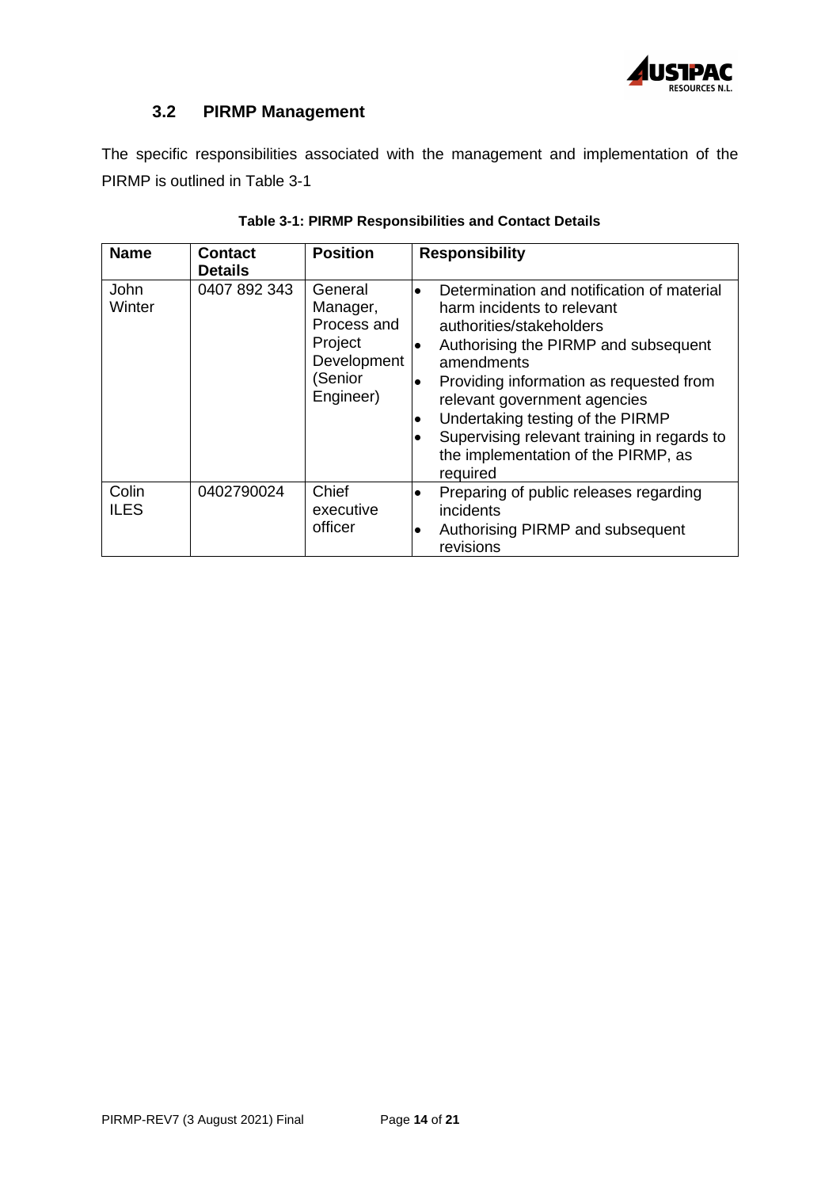## 3.2 PIRMP Management

The specific responsibilities associated with the management and implementation of the PIRMP is outlined in Table 3-1

**Table 3-1: PIRMP Responsibilities and Contact Details**

| Name | Contact Details | Position | Responsibility |
|---|---|---|---|
| John Winter | 0407 892 343 | General Manager, Process and Project Development (Senior Engineer) | • Determination and notification of material harm incidents to relevant authorities/stakeholders<br>• Authorising the PIRMP and subsequent amendments<br>• Providing information as requested from relevant government agencies<br>• Undertaking testing of the PIRMP<br>• Supervising relevant training in regards to the implementation of the PIRMP, as required |
| Colin ILES | 0402790024 | Chief executive officer | • Preparing of public releases regarding incidents<br>• Authorising PIRMP and subsequent revisions |

PIRMP-REV7 (3 August 2021) Final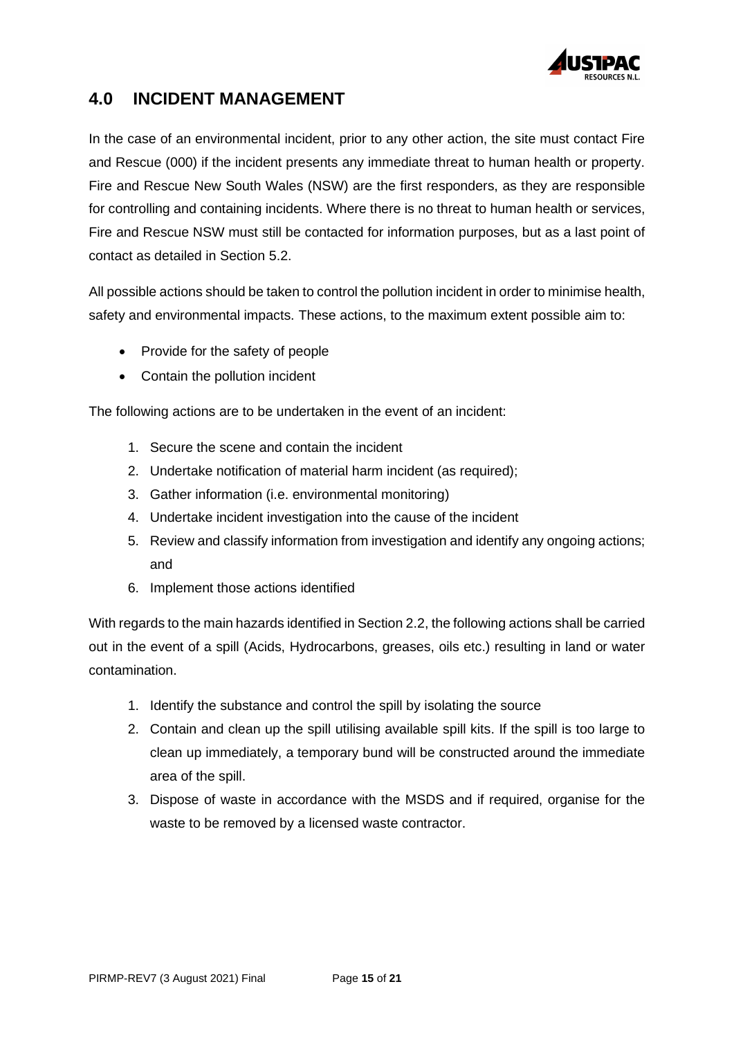## 4.0 INCIDENT MANAGEMENT

In the case of an environmental incident, prior to any other action, the site must contact Fire and Rescue (000) if the incident presents any immediate threat to human health or property. Fire and Rescue New South Wales (NSW) are the first responders, as they are responsible for controlling and containing incidents. Where there is no threat to human health or services, Fire and Rescue NSW must still be contacted for information purposes, but as a last point of contact as detailed in Section 5.2.

All possible actions should be taken to control the pollution incident in order to minimise health, safety and environmental impacts. These actions, to the maximum extent possible aim to:

- Provide for the safety of people
- Contain the pollution incident

The following actions are to be undertaken in the event of an incident:

1. Secure the scene and contain the incident
2. Undertake notification of material harm incident (as required);
3. Gather information (i.e. environmental monitoring)
4. Undertake incident investigation into the cause of the incident
5. Review and classify information from investigation and identify any ongoing actions; and
6. Implement those actions identified

With regards to the main hazards identified in Section 2.2, the following actions shall be carried out in the event of a spill (Acids, Hydrocarbons, greases, oils etc.) resulting in land or water contamination.

1. Identify the substance and control the spill by isolating the source
2. Contain and clean up the spill utilising available spill kits. If the spill is too large to clean up immediately, a temporary bund will be constructed around the immediate area of the spill.
3. Dispose of waste in accordance with the MSDS and if required, organise for the waste to be removed by a licensed waste contractor.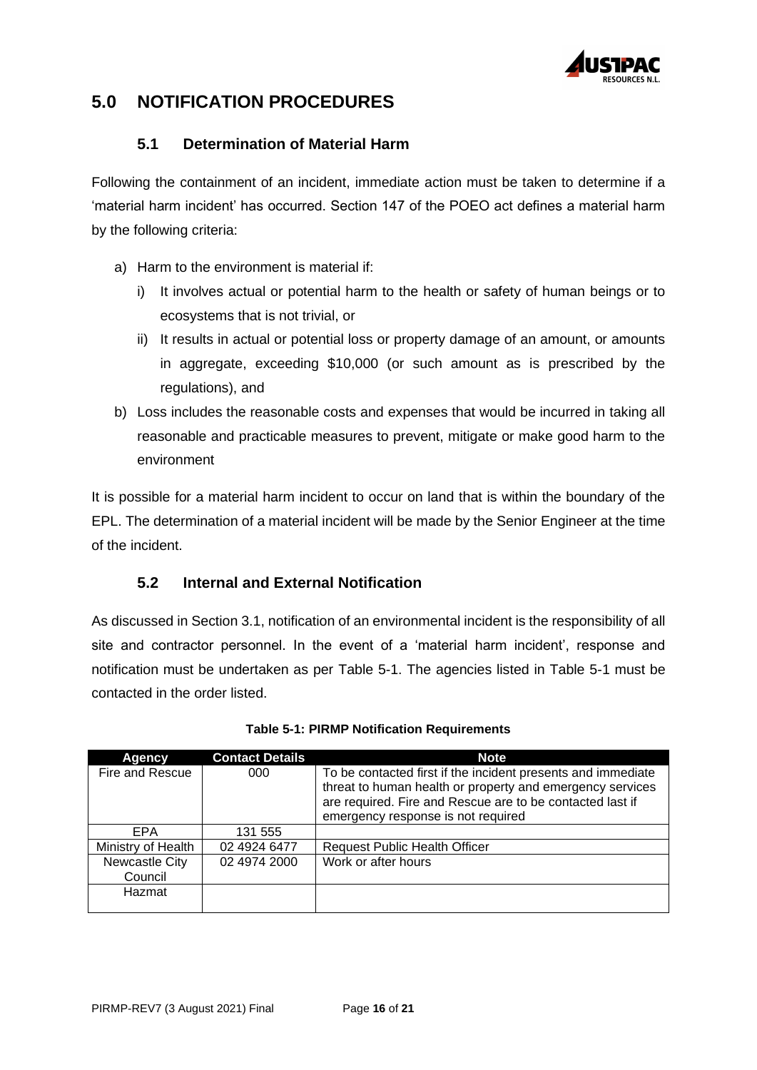# 5.0 NOTIFICATION PROCEDURES

## 5.1 Determination of Material Harm

Following the containment of an incident, immediate action must be taken to determine if a 'material harm incident' has occurred. Section 147 of the POEO act defines a material harm by the following criteria:

a) Harm to the environment is material if:

   i) It involves actual or potential harm to the health or safety of human beings or to ecosystems that is not trivial, or

   ii) It results in actual or potential loss or property damage of an amount, or amounts in aggregate, exceeding $10,000 (or such amount as is prescribed by the regulations), and

b) Loss includes the reasonable costs and expenses that would be incurred in taking all reasonable and practicable measures to prevent, mitigate or make good harm to the environment

It is possible for a material harm incident to occur on land that is within the boundary of the EPL. The determination of a material incident will be made by the Senior Engineer at the time of the incident.

## 5.2 Internal and External Notification

As discussed in Section 3.1, notification of an environmental incident is the responsibility of all site and contractor personnel. In the event of a 'material harm incident', response and notification must be undertaken as per Table 5-1. The agencies listed in Table 5-1 must be contacted in the order listed.

**Table 5-1: PIRMP Notification Requirements**

| Agency | Contact Details | Note |
|---|---|---|
| Fire and Rescue | 000 | To be contacted first if the incident presents and immediate threat to human health or property and emergency services are required. Fire and Rescue are to be contacted last if emergency response is not required |
| EPA | 131 555 | |
| Ministry of Health | 02 4924 6477 | Request Public Health Officer |
| Newcastle City Council | 02 4974 2000 | Work or after hours |
| Hazmat | | |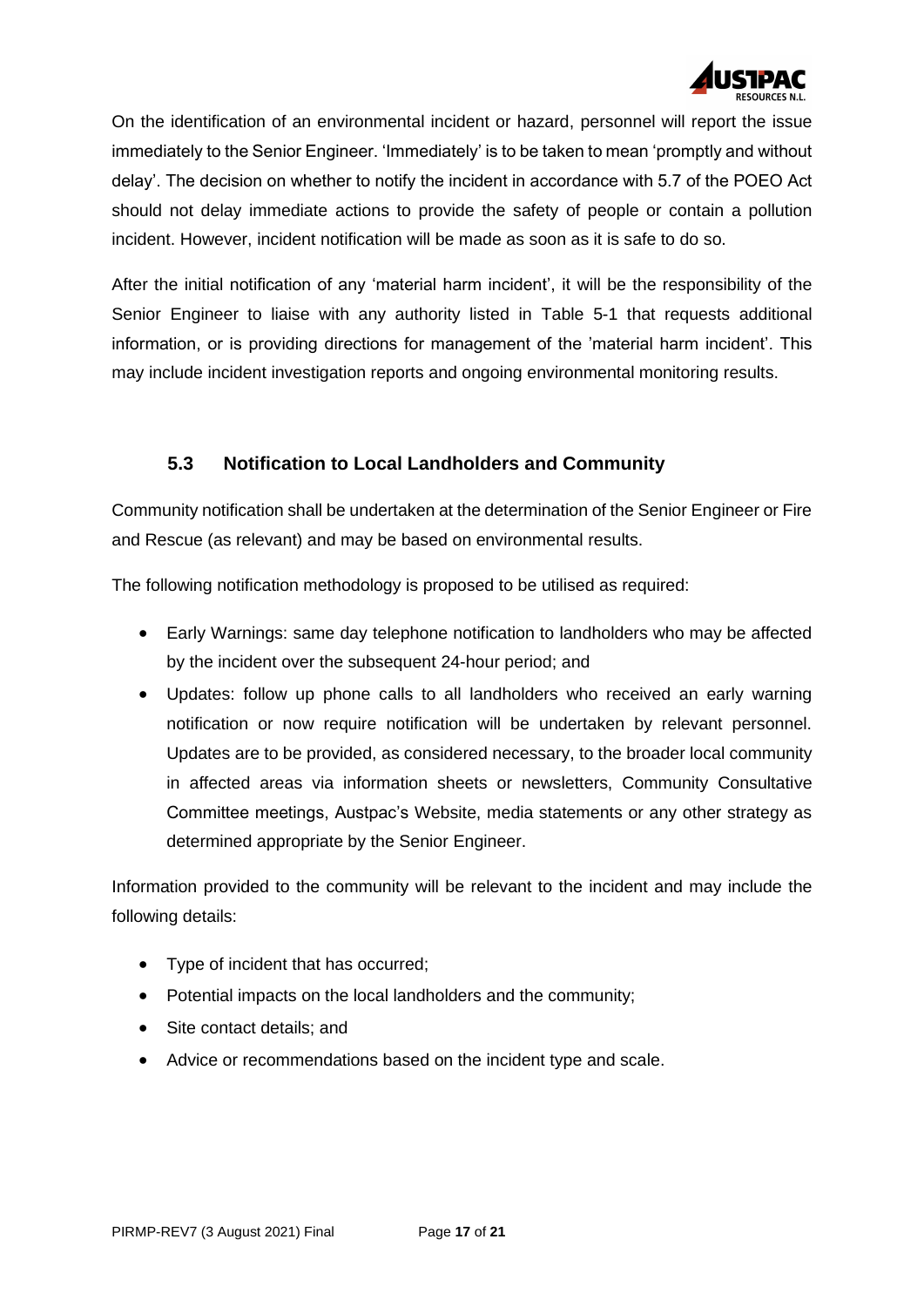On the identification of an environmental incident or hazard, personnel will report the issue immediately to the Senior Engineer. 'Immediately' is to be taken to mean 'promptly and without delay'. The decision on whether to notify the incident in accordance with 5.7 of the POEO Act should not delay immediate actions to provide the safety of people or contain a pollution incident. However, incident notification will be made as soon as it is safe to do so.

After the initial notification of any 'material harm incident', it will be the responsibility of the Senior Engineer to liaise with any authority listed in Table 5-1 that requests additional information, or is providing directions for management of the 'material harm incident'. This may include incident investigation reports and ongoing environmental monitoring results.

### 5.3 Notification to Local Landholders and Community

Community notification shall be undertaken at the determination of the Senior Engineer or Fire and Rescue (as relevant) and may be based on environmental results.

The following notification methodology is proposed to be utilised as required:

- Early Warnings: same day telephone notification to landholders who may be affected by the incident over the subsequent 24-hour period; and
- Updates: follow up phone calls to all landholders who received an early warning notification or now require notification will be undertaken by relevant personnel. Updates are to be provided, as considered necessary, to the broader local community in affected areas via information sheets or newsletters, Community Consultative Committee meetings, Austpac's Website, media statements or any other strategy as determined appropriate by the Senior Engineer.

Information provided to the community will be relevant to the incident and may include the following details:

- Type of incident that has occurred;
- Potential impacts on the local landholders and the community;
- Site contact details; and
- Advice or recommendations based on the incident type and scale.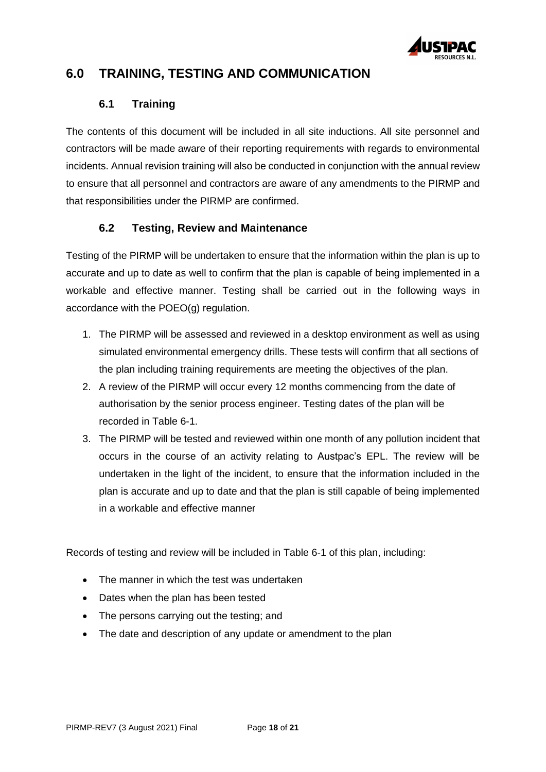# 6.0 TRAINING, TESTING AND COMMUNICATION

## 6.1 Training

The contents of this document will be included in all site inductions. All site personnel and contractors will be made aware of their reporting requirements with regards to environmental incidents. Annual revision training will also be conducted in conjunction with the annual review to ensure that all personnel and contractors are aware of any amendments to the PIRMP and that responsibilities under the PIRMP are confirmed.

## 6.2 Testing, Review and Maintenance

Testing of the PIRMP will be undertaken to ensure that the information within the plan is up to accurate and up to date as well to confirm that the plan is capable of being implemented in a workable and effective manner. Testing shall be carried out in the following ways in accordance with the POEO(g) regulation.

1. The PIRMP will be assessed and reviewed in a desktop environment as well as using simulated environmental emergency drills. These tests will confirm that all sections of the plan including training requirements are meeting the objectives of the plan.
2. A review of the PIRMP will occur every 12 months commencing from the date of authorisation by the senior process engineer. Testing dates of the plan will be recorded in Table 6-1.
3. The PIRMP will be tested and reviewed within one month of any pollution incident that occurs in the course of an activity relating to Austpac's EPL. The review will be undertaken in the light of the incident, to ensure that the information included in the plan is accurate and up to date and that the plan is still capable of being implemented in a workable and effective manner

Records of testing and review will be included in Table 6-1 of this plan, including:

- The manner in which the test was undertaken
- Dates when the plan has been tested
- The persons carrying out the testing; and
- The date and description of any update or amendment to the plan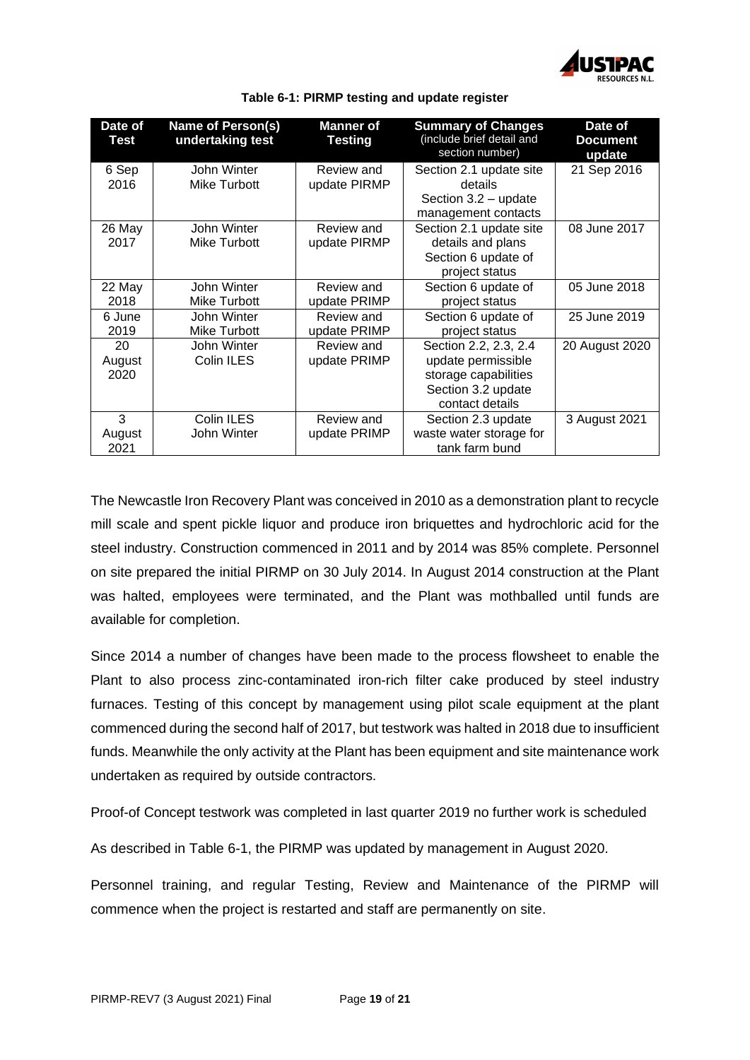**Table 6-1: PIRMP testing and update register**

| Date of Test | Name of Person(s) undertaking test | Manner of Testing | Summary of Changes (include brief detail and section number) | Date of Document update |
|---|---|---|---|---|
| 6 Sep 2016 | John Winter Mike Turbott | Review and update PIRMP | Section 2.1 update site details Section 3.2 – update management contacts | 21 Sep 2016 |
| 26 May 2017 | John Winter Mike Turbott | Review and update PIRMP | Section 2.1 update site details and plans Section 6 update of project status | 08 June 2017 |
| 22 May 2018 | John Winter Mike Turbott | Review and update PRIMP | Section 6 update of project status | 05 June 2018 |
| 6 June 2019 | John Winter Mike Turbott | Review and update PRIMP | Section 6 update of project status | 25 June 2019 |
| 20 August 2020 | John Winter Colin ILES | Review and update PRIMP | Section 2.2, 2.3, 2.4 update permissible storage capabilities Section 3.2 update contact details | 20 August 2020 |
| 3 August 2021 | Colin ILES John Winter | Review and update PRIMP | Section 2.3 update waste water storage for tank farm bund | 3 August 2021 |

The Newcastle Iron Recovery Plant was conceived in 2010 as a demonstration plant to recycle mill scale and spent pickle liquor and produce iron briquettes and hydrochloric acid for the steel industry. Construction commenced in 2011 and by 2014 was 85% complete. Personnel on site prepared the initial PIRMP on 30 July 2014. In August 2014 construction at the Plant was halted, employees were terminated, and the Plant was mothballed until funds are available for completion.

Since 2014 a number of changes have been made to the process flowsheet to enable the Plant to also process zinc-contaminated iron-rich filter cake produced by steel industry furnaces. Testing of this concept by management using pilot scale equipment at the plant commenced during the second half of 2017, but testwork was halted in 2018 due to insufficient funds. Meanwhile the only activity at the Plant has been equipment and site maintenance work undertaken as required by outside contractors.

Proof-of Concept testwork was completed in last quarter 2019 no further work is scheduled

As described in Table 6-1, the PIRMP was updated by management in August 2020.

Personnel training, and regular Testing, Review and Maintenance of the PIRMP will commence when the project is restarted and staff are permanently on site.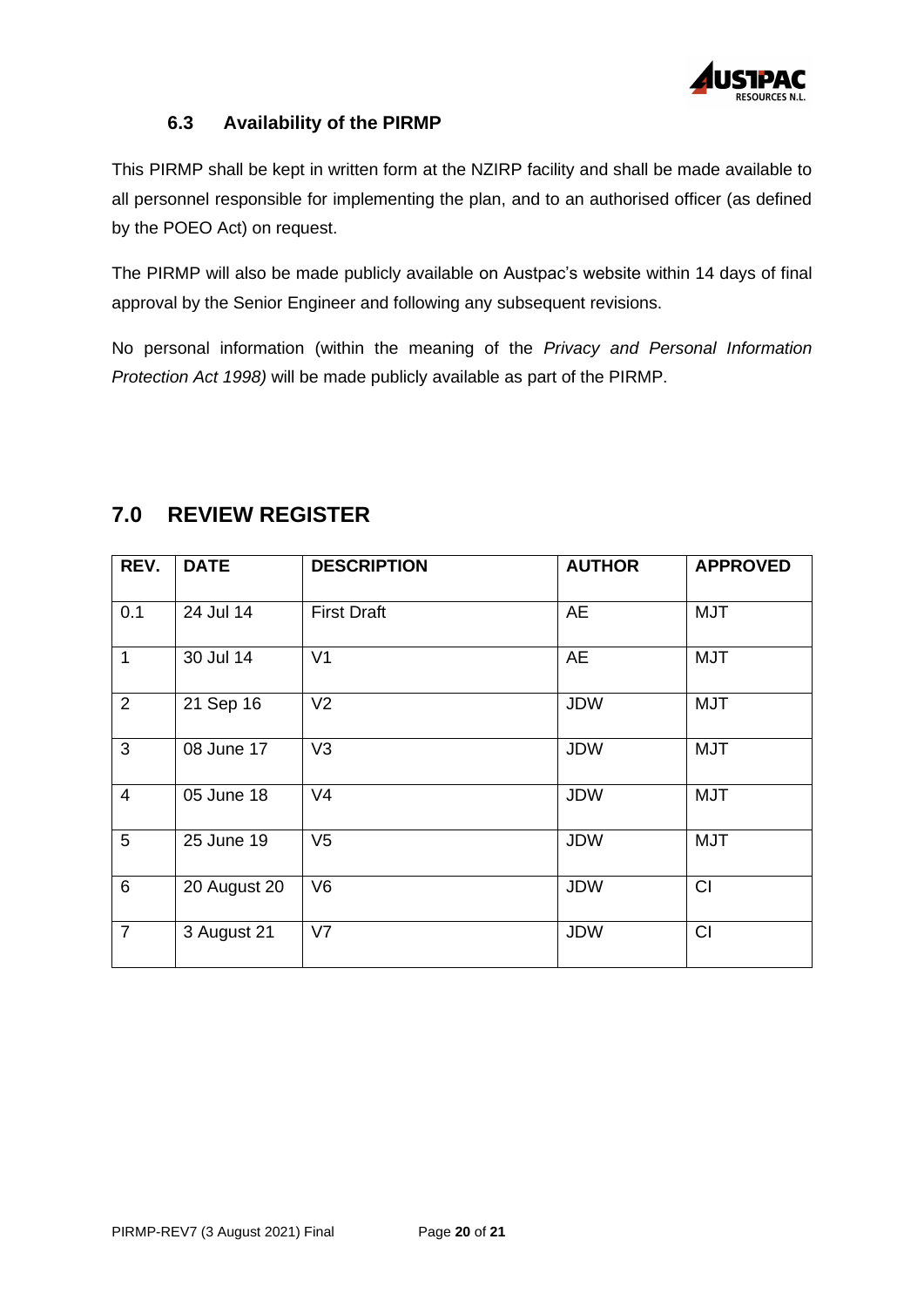### 6.3 Availability of the PIRMP

This PIRMP shall be kept in written form at the NZIRP facility and shall be made available to all personnel responsible for implementing the plan, and to an authorised officer (as defined by the POEO Act) on request.

The PIRMP will also be made publicly available on Austpac's website within 14 days of final approval by the Senior Engineer and following any subsequent revisions.

No personal information (within the meaning of the *Privacy and Personal Information Protection Act 1998)* will be made publicly available as part of the PIRMP.

## 7.0 REVIEW REGISTER

| REV. | DATE | DESCRIPTION | AUTHOR | APPROVED |
|---|---|---|---|---|
| 0.1 | 24 Jul 14 | First Draft | AE | MJT |
| 1 | 30 Jul 14 | V1 | AE | MJT |
| 2 | 21 Sep 16 | V2 | JDW | MJT |
| 3 | 08 June 17 | V3 | JDW | MJT |
| 4 | 05 June 18 | V4 | JDW | MJT |
| 5 | 25 June 19 | V5 | JDW | MJT |
| 6 | 20 August 20 | V6 | JDW | CI |
| 7 | 3 August 21 | V7 | JDW | CI |